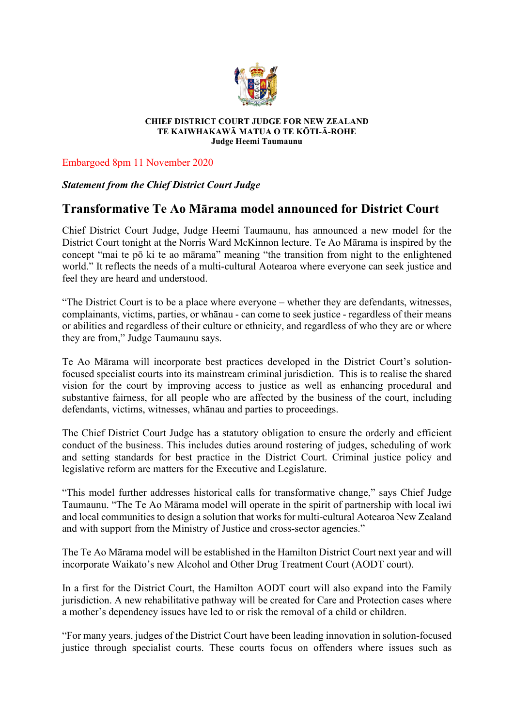**CHIEF DISTRICT COURT JUDGE FOR NEW ZEALAND**
**TE KAIWHAKAWĀ MATUA O TE KŌTI-Ā-ROHE**
**Judge Heemi Taumaunu**

Embargoed 8pm 11 November 2020

***Statement from the Chief District Court Judge***

## Transformative Te Ao Mārama model announced for District Court

Chief District Court Judge, Judge Heemi Taumaunu, has announced a new model for the District Court tonight at the Norris Ward McKinnon lecture. Te Ao Mārama is inspired by the concept "mai te pō ki te ao mārama" meaning "the transition from night to the enlightened world." It reflects the needs of a multi-cultural Aotearoa where everyone can seek justice and feel they are heard and understood.

"The District Court is to be a place where everyone – whether they are defendants, witnesses, complainants, victims, parties, or whānau - can come to seek justice - regardless of their means or abilities and regardless of their culture or ethnicity, and regardless of who they are or where they are from," Judge Taumaunu says.

Te Ao Mārama will incorporate best practices developed in the District Court's solution-focused specialist courts into its mainstream criminal jurisdiction. This is to realise the shared vision for the court by improving access to justice as well as enhancing procedural and substantive fairness, for all people who are affected by the business of the court, including defendants, victims, witnesses, whānau and parties to proceedings.

The Chief District Court Judge has a statutory obligation to ensure the orderly and efficient conduct of the business. This includes duties around rostering of judges, scheduling of work and setting standards for best practice in the District Court. Criminal justice policy and legislative reform are matters for the Executive and Legislature.

"This model further addresses historical calls for transformative change," says Chief Judge Taumaunu. "The Te Ao Mārama model will operate in the spirit of partnership with local iwi and local communities to design a solution that works for multi-cultural Aotearoa New Zealand and with support from the Ministry of Justice and cross-sector agencies."

The Te Ao Mārama model will be established in the Hamilton District Court next year and will incorporate Waikato's new Alcohol and Other Drug Treatment Court (AODT court).

In a first for the District Court, the Hamilton AODT court will also expand into the Family jurisdiction. A new rehabilitative pathway will be created for Care and Protection cases where a mother's dependency issues have led to or risk the removal of a child or children.

"For many years, judges of the District Court have been leading innovation in solution-focused justice through specialist courts. These courts focus on offenders where issues such as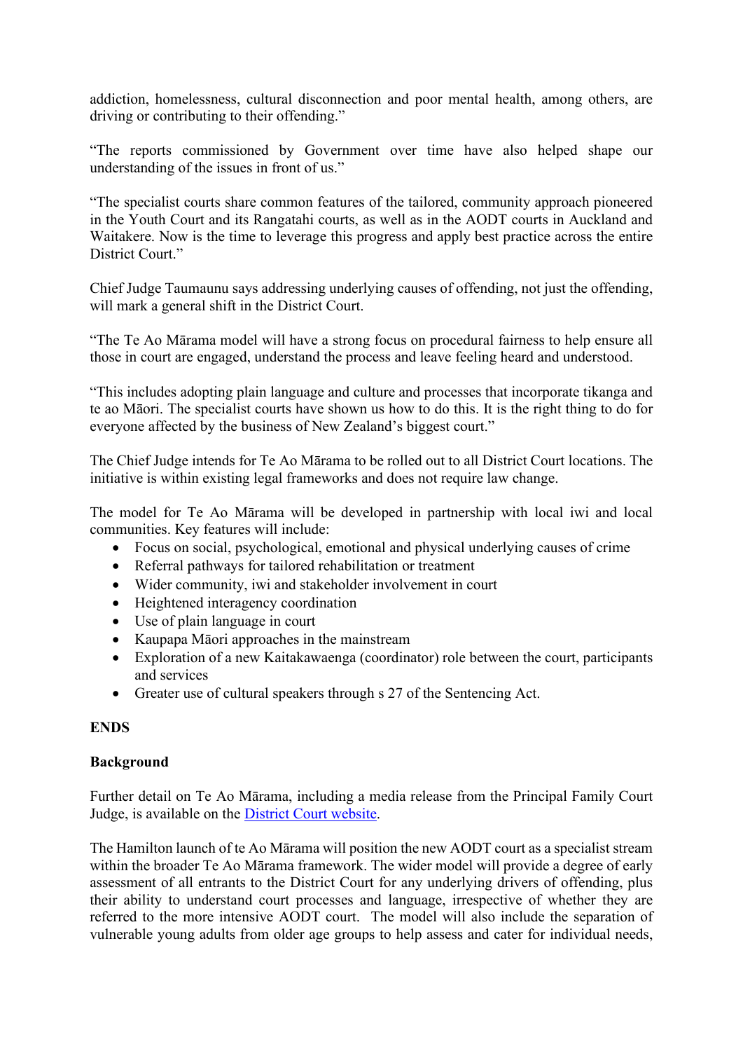addiction, homelessness, cultural disconnection and poor mental health, among others, are driving or contributing to their offending."

"The reports commissioned by Government over time have also helped shape our understanding of the issues in front of us."

"The specialist courts share common features of the tailored, community approach pioneered in the Youth Court and its Rangatahi courts, as well as in the AODT courts in Auckland and Waitakere. Now is the time to leverage this progress and apply best practice across the entire District Court."

Chief Judge Taumaunu says addressing underlying causes of offending, not just the offending, will mark a general shift in the District Court.

"The Te Ao Mārama model will have a strong focus on procedural fairness to help ensure all those in court are engaged, understand the process and leave feeling heard and understood.

"This includes adopting plain language and culture and processes that incorporate tikanga and te ao Māori. The specialist courts have shown us how to do this. It is the right thing to do for everyone affected by the business of New Zealand's biggest court."

The Chief Judge intends for Te Ao Mārama to be rolled out to all District Court locations. The initiative is within existing legal frameworks and does not require law change.

The model for Te Ao Mārama will be developed in partnership with local iwi and local communities. Key features will include:

- Focus on social, psychological, emotional and physical underlying causes of crime
- Referral pathways for tailored rehabilitation or treatment
- Wider community, iwi and stakeholder involvement in court
- Heightened interagency coordination
- Use of plain language in court
- Kaupapa Māori approaches in the mainstream
- Exploration of a new Kaitakawaenga (coordinator) role between the court, participants and services
- Greater use of cultural speakers through s 27 of the Sentencing Act.

**ENDS**

**Background**

Further detail on Te Ao Mārama, including a media release from the Principal Family Court Judge, is available on the [District Court website](District Court website).

The Hamilton launch of te Ao Mārama will position the new AODT court as a specialist stream within the broader Te Ao Mārama framework. The wider model will provide a degree of early assessment of all entrants to the District Court for any underlying drivers of offending, plus their ability to understand court processes and language, irrespective of whether they are referred to the more intensive AODT court. The model will also include the separation of vulnerable young adults from older age groups to help assess and cater for individual needs,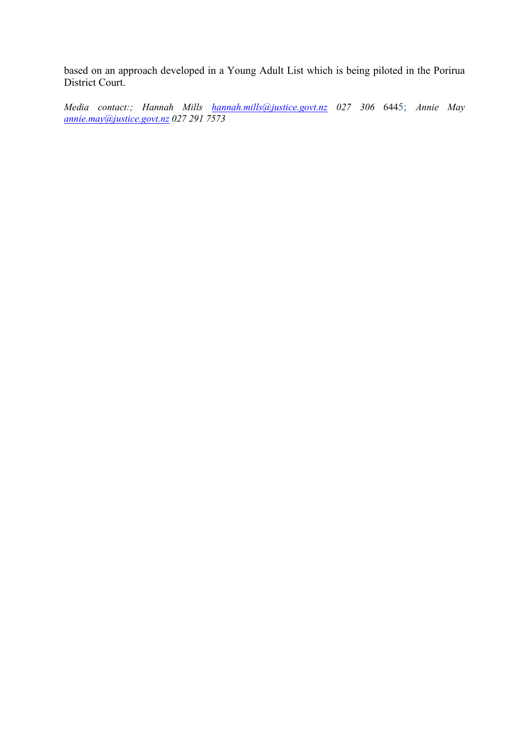based on an approach developed in a Young Adult List which is being piloted in the Porirua District Court.

*Media contact:; Hannah Mills [hannah.mills@justice.govt.nz](mailto:hannah.mills@justice.govt.nz) 027 306* 6445; *Annie May [annie.may@justice.govt.nz](mailto:annie.may@justice.govt.nz) 027 291 7573*